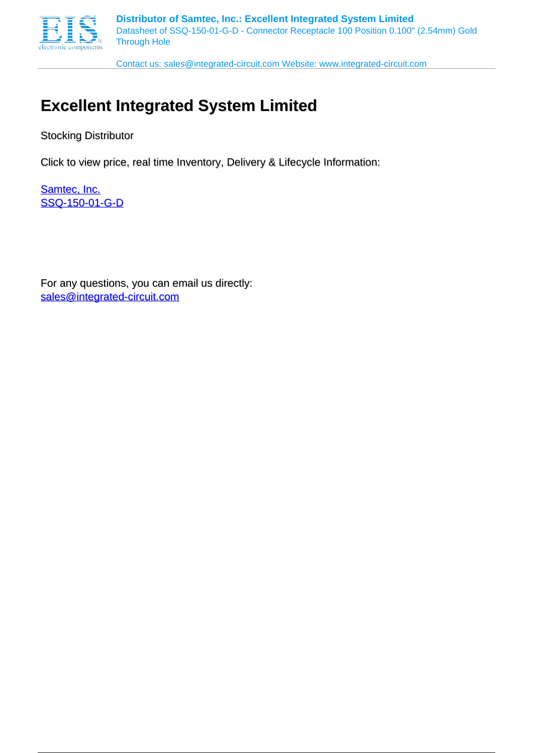**Distributor of Samtec, Inc.: Excellent Integrated System Limited**
Datasheet of SSQ-150-01-G-D - Connector Receptacle 100 Position 0.100" (2.54mm) Gold Through Hole

Contact us: sales@integrated-circuit.com Website: www.integrated-circuit.com

# Excellent Integrated System Limited

Stocking Distributor

Click to view price, real time Inventory, Delivery & Lifecycle Information:

Samtec, Inc.
SSQ-150-01-G-D

For any questions, you can email us directly:
sales@integrated-circuit.com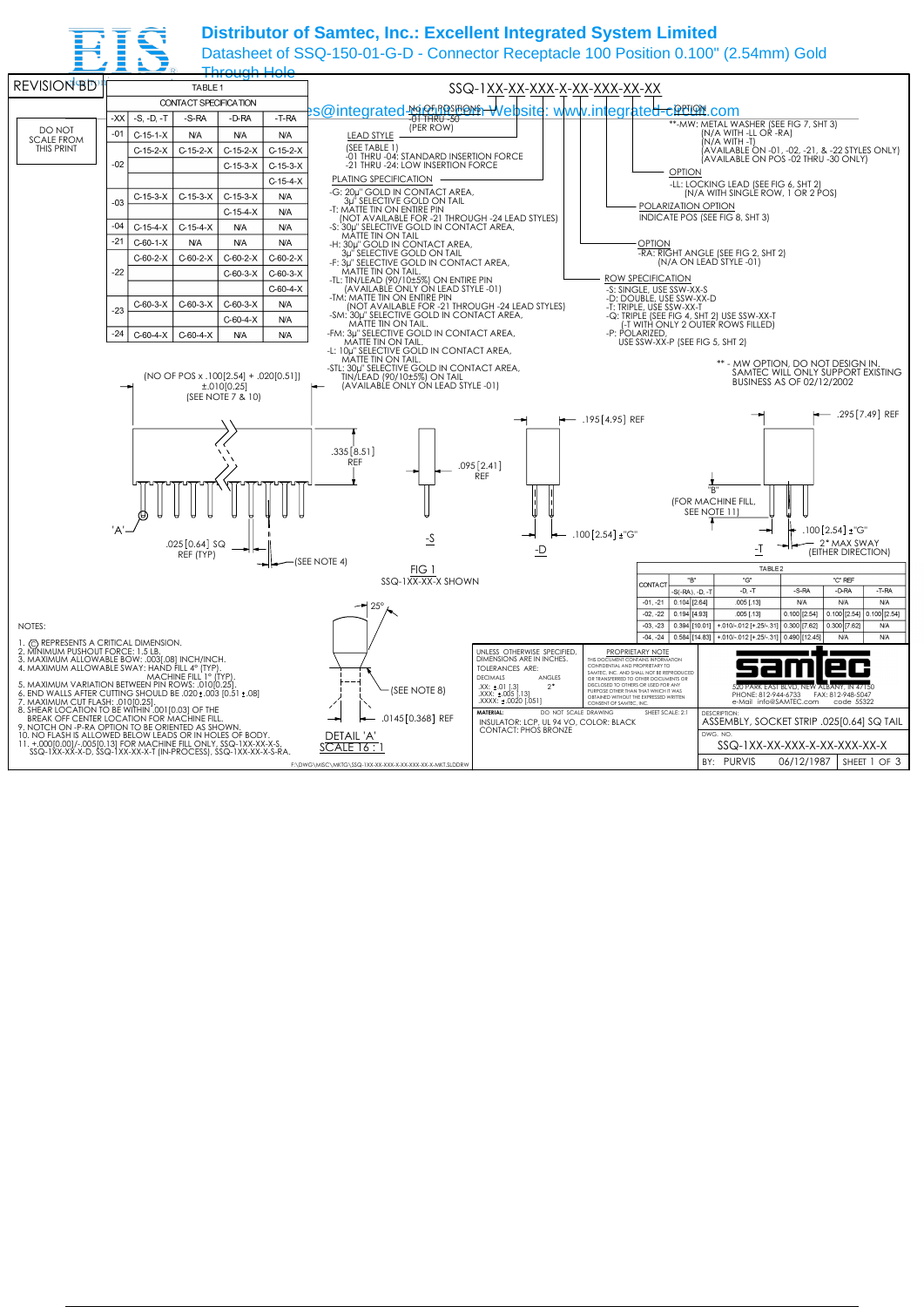# Distributor of Samtec, Inc.: Excellent Integrated System Limited

Datasheet of SSQ-150-01-G-D - Connector Receptacle 100 Position 0.100" (2.54mm) Gold Through Hole

Email: sales@integrated-circuit.com Website: www.integrated-circuit.com

REVISION BD

DO NOT SCALE FROM THIS PRINT

## SSQ-1XX-XX-XXX-X-XX-XXX-XX-XX

TABLE 1

| CONTACT SPECIFICATION | | | | |
|---|---|---|---|---|
| -XX | -S, -D, -T | -S-RA | -D-RA | -T-RA |
| -01 | C-15-1-X | N/A | N/A | N/A |
| -02 | C-15-2-X | C-15-2-X | C-15-2-X | C-15-2-X |
| | | | C-15-3-X | C-15-3-X |
| | | | | C-15-4-X |
| -03 | C-15-3-X | C-15-3-X | C-15-3-X | N/A |
| | | | C-15-4-X | N/A |
| -04 | C-15-4-X | C-15-4-X | N/A | N/A |
| -21 | C-60-1-X | N/A | N/A | N/A |
| -22 | C-60-2-X | C-60-2-X | C-60-2-X | C-60-2-X |
| | | | C-60-3-X | C-60-3-X |
| | | | | C-60-4-X |
| -23 | C-60-3-X | C-60-3-X | C-60-3-X | N/A |
| | | | C-60-4-X | N/A |
| -24 | C-60-4-X | C-60-4-X | N/A | N/A |

NO OF POSITIONS
-01 THRU -50
(PER ROW)

LEAD STYLE
(SEE TABLE 1)
-01 THRU -04: STANDARD INSERTION FORCE
-21 THRU -24: LOW INSERTION FORCE

PLATING SPECIFICATION
- -G: 20µ" GOLD IN CONTACT AREA, 3µ" SELECTIVE GOLD ON TAIL
- -T: MATTE TIN ON ENTIRE PIN (NOT AVAILABLE FOR -21 THROUGH -24 LEAD STYLES)
- -S: 30µ" SELECTIVE GOLD IN CONTACT AREA, MATTE TIN ON TAIL
- -H: 30µ" GOLD IN CONTACT AREA, 3µ" SELECTIVE GOLD ON TAIL
- -F: 3µ" SELECTIVE GOLD IN CONTACT AREA, MATTE TIN ON TAIL.
- -TL: TIN/LEAD (90/10±5%) ON ENTIRE PIN (AVAILABLE ONLY ON LEAD STYLE -01)
- -TM: MATTE TIN ON ENTIRE PIN (NOT AVAILABLE FOR -21 THROUGH -24 LEAD STYLES)
- -SM: 30µ" SELECTIVE GOLD IN CONTACT AREA, MATTE TIN ON TAIL.
- -FM: 3µ" SELECTIVE GOLD IN CONTACT AREA, MATTE TIN ON TAIL.
- -L: 10µ" SELECTIVE GOLD IN CONTACT AREA, MATTE TIN ON TAIL.
- -STL: 30µ" SELECTIVE GOLD IN CONTACT AREA, TIN/LEAD (90/10±5%) ON TAIL (AVAILABLE ONLY ON LEAD STYLE -01)

OPTION
- **-MW: METAL WASHER (SEE FIG 7, SHT 3) (N/A WITH -LL OR -RA) (N/A WITH -T) (AVAILABLE ON -01, -02, -21, & -22 STYLES ONLY) (AVAILABLE ON POS -02 THRU -30 ONLY)

OPTION
- -LL: LOCKING LEAD (SEE FIG 6, SHT 2) (N/A WITH SINGLE ROW, 1 OR 2 POS)

POLARIZATION OPTION
INDICATE POS (SEE FIG 8, SHT 3)

OPTION
- -RA: RIGHT ANGLE (SEE FIG 2, SHT 2) (N/A ON LEAD STYLE -01)

ROW SPECIFICATION
- -S: SINGLE, USE SSW-XX-S
- -D: DOUBLE, USE SSW-XX-D
- -T: TRIPLE, USE SSW-XX-T
- -Q: TRIPLE (SEE FIG 4, SHT 2) USE SSW-XX-T (-T WITH ONLY 2 OUTER ROWS FILLED)
- -P: POLARIZED, USE SSW-XX-P (SEE FIG 5, SHT 2)

** - MW OPTION, DO NOT DESIGN IN. SAMTEC WILL ONLY SUPPORT EXISTING BUSINESS AS OF 02/12/2002

(NO OF POS x .100[2.54] + .020[0.51]) ±.010[0.25] (SEE NOTE 7 & 10)

.335[8.51] REF    .095[2.41] REF    .195[4.95] REF    .295[7.49] REF

'A'    .025[0.64] SQ REF (TYP)    (SEE NOTE 4)    -S    .100[2.54] ±"G"    -D    "B" (FOR MACHINE FILL, SEE NOTE 11)    .100[2.54] ±"G"    2° MAX SWAY (EITHER DIRECTION)    -T

FIG 1
SSQ-1XX-XX-X SHOWN

TABLE 2

| CONTACT | "B" | | "G" | | "C" REF | | |
|---|---|---|---|---|---|---|---|
| | -S(-RA), -D, -T | | -D, -T | | -S-RA | -D-RA | -T-RA |
| -01, -21 | 0.104 | [2.64] | .005 [.13] | | N/A | N/A | N/A |
| -02, -22 | 0.194 | [4.93] | .005 [.13] | | 0.100 [2.54] | 0.100 [2.54] | 0.100 [2.54] |
| -03, -23 | 0.394 | [10.01] | +.010/-.012 [+.25/-.31] | | 0.300 [7.62] | 0.300 [7.62] | N/A |
| -04, -24 | 0.584 | [14.83] | +.010/-.012 [+.25/-.31] | | 0.490 [12.45] | N/A | N/A |

25°    (SEE NOTE 8)    .0145[0.368] REF

DETAIL 'A'
SCALE 16 : 1

NOTES:
1. Ⓒ REPRESENTS A CRITICAL DIMENSION.
2. MINIMUM PUSHOUT FORCE: 1.5 LB.
3. MAXIMUM ALLOWABLE BOW: .003[.08] INCH/INCH.
4. MAXIMUM ALLOWABLE SWAY: HAND FILL 4° (TYP). MACHINE FILL 1° (TYP).
5. MAXIMUM VARIATION BETWEEN PIN ROWS: .010[0.25].
6. END WALLS AFTER CUTTING SHOULD BE .020±.003 [0.51±.08]
7. MAXIMUM CUT FLASH: .010[0.25].
8. SHEAR LOCATION TO BE WITHIN .001[0.03] OF THE BREAK OFF CENTER LOCATION FOR MACHINE FILL.
9. NOTCH ON -P-RA OPTION TO BE ORIENTED AS SHOWN.
10. NO FLASH IS ALLOWED BELOW LEADS OR IN HOLES OF BODY.
11. +.000[0.00]/-.005[0.13] FOR MACHINE FILL ONLY, SSQ-1XX-XX-X-S, SSQ-1XX-XX-X-D, SSQ-1XX-XX-X-T (IN-PROCESS), SSQ-1XX-XX-X-S-RA.

UNLESS OTHERWISE SPECIFIED, DIMENSIONS ARE IN INCHES.
TOLERANCES ARE:
DECIMALS: .XX: ±.01 [.3]  .XXX: ±.005 [.13]  .XXXX: ±.0020 [.051]
ANGLES: 2°

PROPRIETARY NOTE
THIS DOCUMENT CONTAINS INFORMATION CONFIDENTIAL AND PROPRIETARY TO SAMTEC, INC. AND SHALL NOT BE REPRODUCED OR TRANSFERRED TO OTHER DOCUMENTS OR DISCLOSED TO OTHERS OR USED FOR ANY PURPOSE OTHER THAN THAT WHICH IT WAS OBTAINED WITHOUT THE EXPRESSED WRITTEN CONSENT OF SAMTEC, INC.

MATERIAL: DO NOT SCALE DRAWING    SHEET SCALE: 2:1
INSULATOR: LCP, UL 94 VO, COLOR: BLACK
CONTACT: PHOS BRONZE

samtec
520 PARK EAST BLVD, NEW ALBANY, IN 47150
PHONE: 812-944-6733  FAX: 812-948-5047
e-Mail info@SAMTEC.com  code 55322

DESCRIPTION: ASSEMBLY, SOCKET STRIP .025[0.64] SQ TAIL
DWG. NO. SSQ-1XX-XX-XXX-X-XX-XXX-XX-X
BY: PURVIS  06/12/1987  SHEET 1 OF 3

F:\DWG\MISC\MKTG\SSQ-1XX-XX-XXX-X-XX-XXX-XX-X-MKT.SLDDRW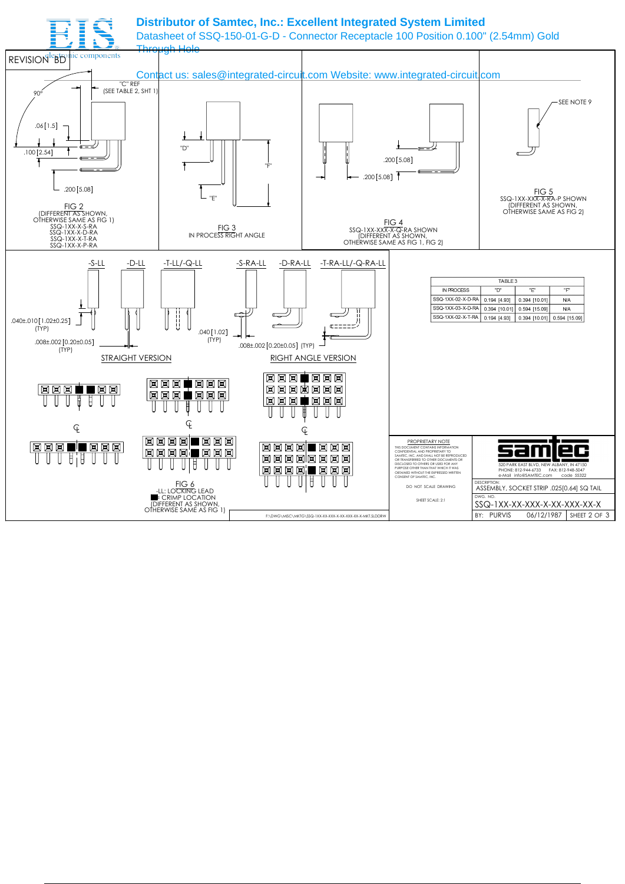# Distributor of Samtec, Inc.: Excellent Integrated System Limited

Datasheet of SSQ-150-01-G-D - Connector Receptacle 100 Position 0.100" (2.54mm) Gold Through Hole

Contact us: sales@integrated-circuit.com Website: www.integrated-circuit.com

REVISION BD

"C" REF (SEE TABLE 2, SHT 1)

90°

.06 [1.5]

.100 [2.54]

.200 [5.08]

FIG 2
(DIFFERENT AS SHOWN, OTHERWISE SAME AS FIG 1)
SSQ-1XX-X-S-RA
SSQ-1XX-X-D-RA
SSQ-1XX-X-T-RA
SSQ-1XX-X-P-RA

"D"

"E"

"F"

FIG 3
IN PROCESS RIGHT ANGLE

.200 [5.08]

.200 [5.08]

FIG 4
SSQ-1XX-XXX-X-Q-RA SHOWN
(DIFFERENT AS SHOWN, OTHERWISE SAME AS FIG 1, FIG 2)

SEE NOTE 9

FIG 5
SSQ-1XX-XXX-X-RA-P SHOWN
(DIFFERENT AS SHOWN, OTHERWISE SAME AS FIG 2)

-S-LL -D-LL -T-LL/-Q-LL -S-RA-LL -D-RA-LL -T-RA-LL/-Q-RA-LL

.040±.010 [1.02±0.25] (TYP)

.008±.002 [0.20±0.05] (TYP)

.040 [1.02] (TYP)

.008±.002 [0.20±0.05] (TYP)

STRAIGHT VERSION

RIGHT ANGLE VERSION

| TABLE 3 | | | |
|---|---|---|---|
| IN PROCESS | "D" | "E" | "F" |
| SSQ-1XX-02-X-D-RA | 0.194 [4.93] | 0.394 [10.01] | N/A |
| SSQ-1XX-03-X-D-RA | 0.394 [10.01] | 0.594 [15.09] | N/A |
| SSQ-1XX-02-X-T-RA | 0.194 [4.93] | 0.394 [10.01] | 0.594 [15.09] |

FIG 6
-LL: LOCKING LEAD
■ = CRIMP LOCATION
(DIFFERENT AS SHOWN, OTHERWISE SAME AS FIG 1)

PROPRIETARY NOTE
THIS DOCUMENT CONTAINS INFORMATION CONFIDENTIAL AND PROPRIETARY TO SAMTEC, INC. AND SHALL NOT BE REPRODUCED OR TRANSFERRED TO OTHER DOCUMENTS OR DISCLOSED TO OTHERS OR USED FOR ANY PURPOSE OTHER THAN THAT WHICH IT WAS OBTAINED WITHOUT THE EXPRESSED WRITTEN CONSENT OF SAMTEC, INC.

DO NOT SCALE DRAWING

SHEET SCALE: 2:1

samtec
520 PARK EAST BLVD, NEW ALBANY, IN 47150
PHONE: 812-944-6733 FAX: 812-948-5047
e-Mail info@SAMTEC.com code 55322

DESCRIPTION: ASSEMBLY, SOCKET STRIP .025[0.64] SQ TAIL

DWG. NO. SSQ-1XX-XX-XXX-X-XX-XXX-XX-X

BY: PURVIS 06/12/1987 SHEET 2 OF 3

F:\DWG\MISC\MKTG\SSQ-1XX-XX-XXX-X-XX-XXX-XX-X-MKT.SLDDRW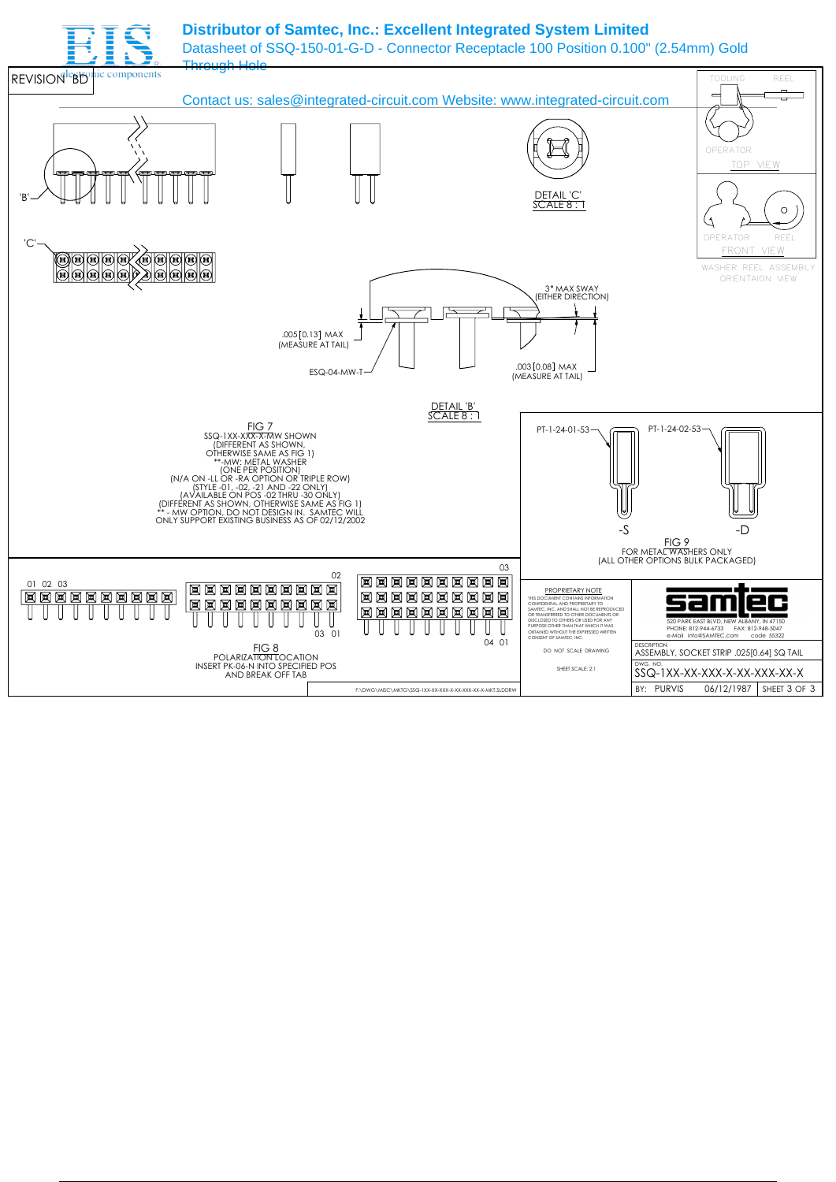# Distributor of Samtec, Inc.: Excellent Integrated System Limited

Datasheet of SSQ-150-01-G-D - Connector Receptacle 100 Position 0.100" (2.54mm) Gold Through Hole

Contact us: sales@integrated-circuit.com Website: www.integrated-circuit.com

REVISION BD

TOOLING REEL

OPERATOR

TOP VIEW

OPERATOR REEL

FRONT VIEW

WASHER REEL ASSEMBLY ORIENTAION VIEW

'B'

'C'

DETAIL 'C'
SCALE 8 : 1

3° MAX SWAY
(EITHER DIRECTION)

.005 [0.13] MAX
(MEASURE AT TAIL)

.003 [0.08] MAX
(MEASURE AT TAIL)

ESQ-04-MW-T

DETAIL 'B'
SCALE 8 : 1

FIG 7
SSQ-1XX-XXX-X-MW SHOWN
(DIFFERENT AS SHOWN,
OTHERWISE SAME AS FIG 1)
**-MW: METAL WASHER
(ONE PER POSITION)
(N/A ON -LL OR -RA OPTION OR TRIPLE ROW)
(STYLE -01, -02, -21 AND -22 ONLY)
(AVAILABLE ON POS -02 THRU -30 ONLY)
(DIFFERENT AS SHOWN, OTHERWISE SAME AS FIG 1)
** - MW OPTION, DO NOT DESIGN IN. SAMTEC WILL ONLY SUPPORT EXISTING BUSINESS AS OF 02/12/2002

PT-1-24-01-53

PT-1-24-02-53

-S

-D

FIG 9
FOR METAL WASHERS ONLY
(ALL OTHER OPTIONS BULK PACKAGED)

01 02 03

02

03 01

03

04 01

FIG 8
POLARIZATION LOCATION
INSERT PK-06-N INTO SPECIFIED POS
AND BREAK OFF TAB

PROPRIETARY NOTE
THIS DOCUMENT CONTAINS INFORMATION CONFIDENTIAL AND PROPRIETARY TO SAMTEC, INC. AND SHALL NOT BE REPRODUCED OR TRANSFERRED TO OTHER DOCUMENTS OR DISCLOSED TO OTHERS OR USED FOR ANY PURPOSE OTHER THAN THAT WHICH IT WAS OBTAINED WITHOUT THE EXPRESSED WRITTEN CONSENT OF SAMTEC, INC.

DO NOT SCALE DRAWING

SHEET SCALE: 2:1

samtec

520 PARK EAST BLVD, NEW ALBANY, IN 47150
PHONE: 812-944-6733 FAX: 812-948-5047
e-Mail info@SAMTEC.com code 55322

DESCRIPTION:
ASSEMBLY, SOCKET STRIP .025[0.64] SQ TAIL

DWG. NO.
SSQ-1XX-XX-XXX-X-XX-XXX-XX-X

BY: PURVIS 06/12/1987 SHEET 3 OF 3

F:\DWG\MISC\MKTG\SSQ-1XX-XX-XXX-X-XX-XXX-XX-X-MKT.SLDDRW